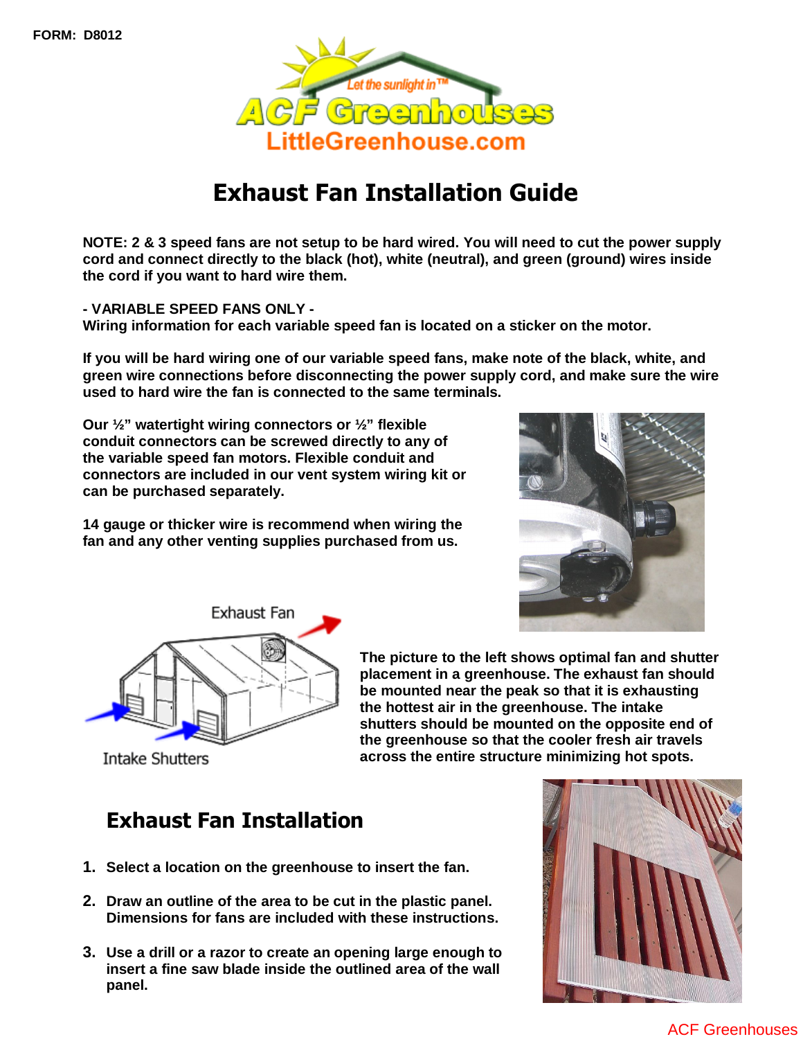FORM: D8012

Let the sunlight in™

ACF Greenhouses

LittleGreenhouse.com

# Exhaust Fan Installation Guide

**NOTE: 2 & 3 speed fans are not setup to be hard wired. You will need to cut the power supply cord and connect directly to the black (hot), white (neutral), and green (ground) wires inside the cord if you want to hard wire them.**

**- VARIABLE SPEED FANS ONLY -**
**Wiring information for each variable speed fan is located on a sticker on the motor.**

**If you will be hard wiring one of our variable speed fans, make note of the black, white, and green wire connections before disconnecting the power supply cord, and make sure the wire used to hard wire the fan is connected to the same terminals.**

**Our ½" watertight wiring connectors or ½" flexible conduit connectors can be screwed directly to any of the variable speed fan motors. Flexible conduit and connectors are included in our vent system wiring kit or can be purchased separately.**

**14 gauge or thicker wire is recommend when wiring the fan and any other venting supplies purchased from us.**

Exhaust Fan

Intake Shutters

**The picture to the left shows optimal fan and shutter placement in a greenhouse. The exhaust fan should be mounted near the peak so that it is exhausting the hottest air in the greenhouse. The intake shutters should be mounted on the opposite end of the greenhouse so that the cooler fresh air travels across the entire structure minimizing hot spots.**

## Exhaust Fan Installation

1. **Select a location on the greenhouse to insert the fan.**
2. **Draw an outline of the area to be cut in the plastic panel. Dimensions for fans are included with these instructions.**
3. **Use a drill or a razor to create an opening large enough to insert a fine saw blade inside the outlined area of the wall panel.**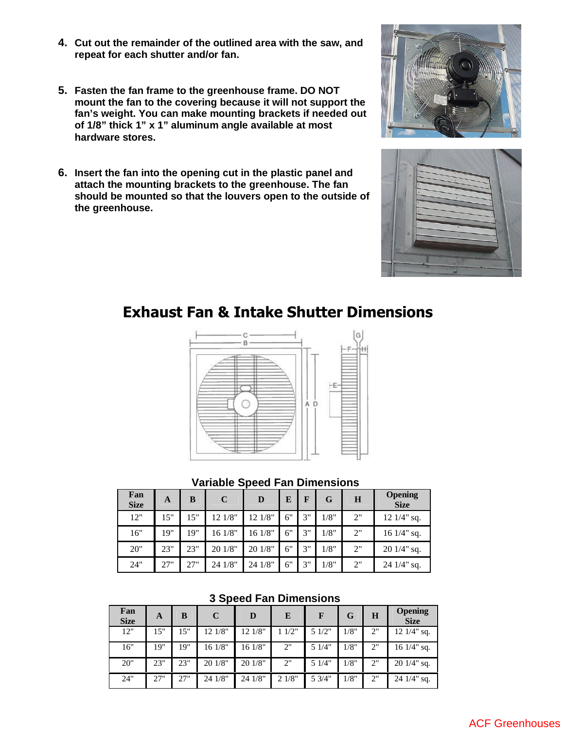4. **Cut out the remainder of the outlined area with the saw, and repeat for each shutter and/or fan.**

5. **Fasten the fan frame to the greenhouse frame. DO NOT mount the fan to the covering because it will not support the fan's weight. You can make mounting brackets if needed out of 1/8" thick 1" x 1" aluminum angle available at most hardware stores.**

6. **Insert the fan into the opening cut in the plastic panel and attach the mounting brackets to the greenhouse. The fan should be mounted so that the louvers open to the outside of the greenhouse.**

# Exhaust Fan & Intake Shutter Dimensions

### Variable Speed Fan Dimensions

| Fan Size | A | B | C | D | E | F | G | H | Opening Size |
|---|---|---|---|---|---|---|---|---|---|
| 12" | 15" | 15" | 12 1/8" | 12 1/8" | 6" | 3" | 1/8" | 2" | 12 1/4" sq. |
| 16" | 19" | 19" | 16 1/8" | 16 1/8" | 6" | 3" | 1/8" | 2" | 16 1/4" sq. |
| 20" | 23" | 23" | 20 1/8" | 20 1/8" | 6" | 3" | 1/8" | 2" | 20 1/4" sq. |
| 24" | 27" | 27" | 24 1/8" | 24 1/8" | 6" | 3" | 1/8" | 2" | 24 1/4" sq. |

### 3 Speed Fan Dimensions

| Fan Size | A | B | C | D | E | F | G | H | Opening Size |
|---|---|---|---|---|---|---|---|---|---|
| 12" | 15" | 15" | 12 1/8" | 12 1/8" | 1 1/2" | 5 1/2" | 1/8" | 2" | 12 1/4" sq. |
| 16" | 19" | 19" | 16 1/8" | 16 1/8" | 2" | 5 1/4" | 1/8" | 2" | 16 1/4" sq. |
| 20" | 23" | 23" | 20 1/8" | 20 1/8" | 2" | 5 1/4" | 1/8" | 2" | 20 1/4" sq. |
| 24" | 27" | 27" | 24 1/8" | 24 1/8" | 2 1/8" | 5 3/4" | 1/8" | 2" | 24 1/4" sq. |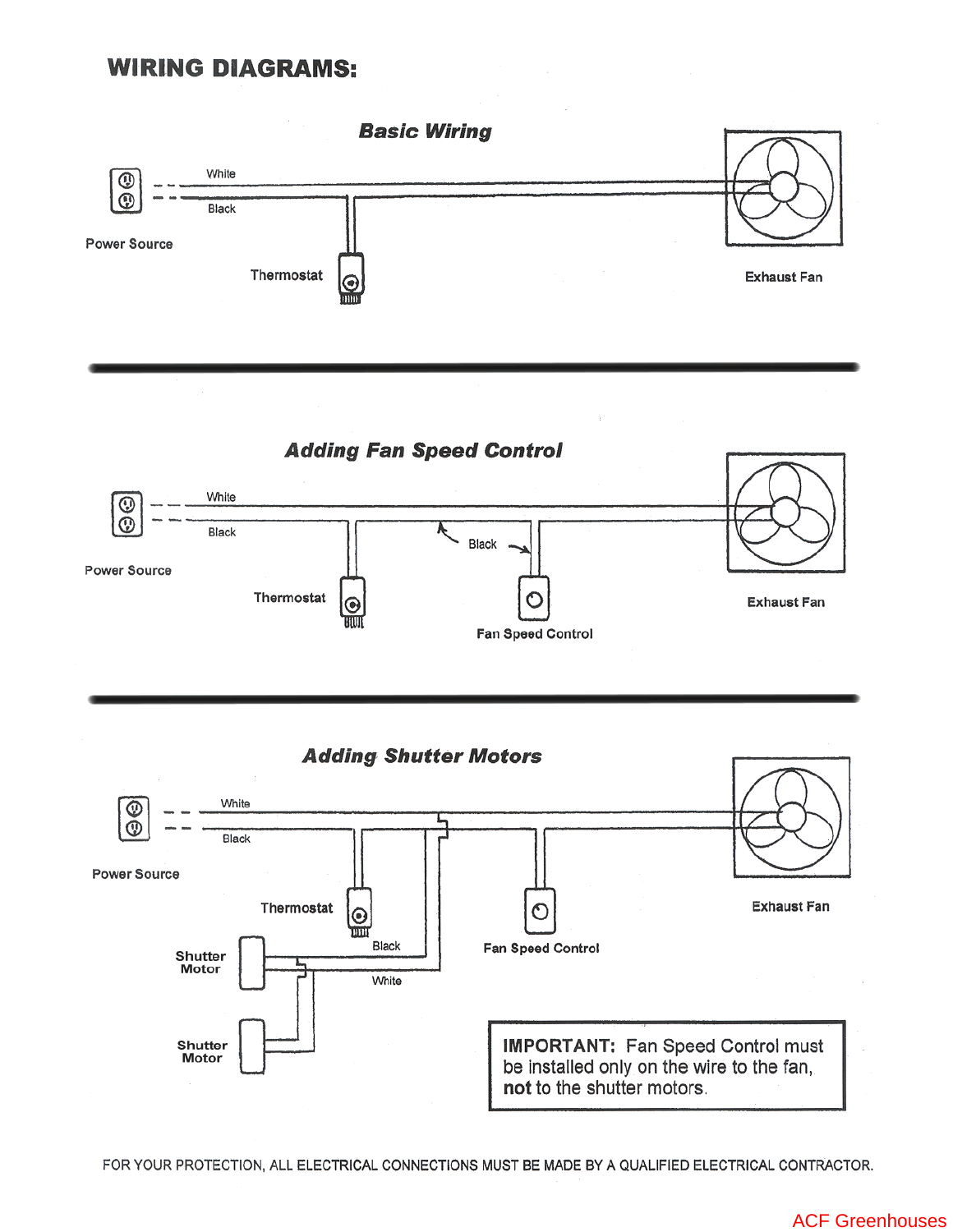# WIRING DIAGRAMS:

## Basic Wiring

White

Black

Power Source

Thermostat

Exhaust Fan

## Adding Fan Speed Control

White

Black

Black

Power Source

Thermostat

Fan Speed Control

Exhaust Fan

## Adding Shutter Motors

White

Black

Power Source

Thermostat

Black

White

Shutter Motor

Shutter Motor

Fan Speed Control

Exhaust Fan

**IMPORTANT:** Fan Speed Control must be installed only on the wire to the fan, **not** to the shutter motors.

FOR YOUR PROTECTION, ALL ELECTRICAL CONNECTIONS MUST BE MADE BY A QUALIFIED ELECTRICAL CONTRACTOR.

ACF Greenhouses